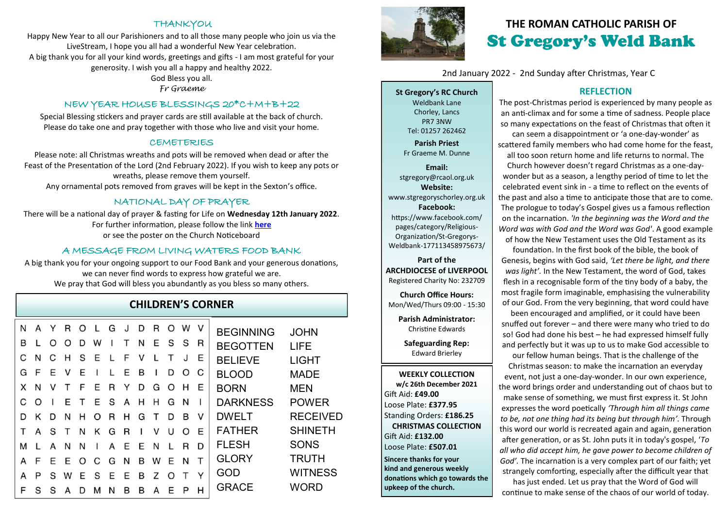# THE ROMAN CATHOLIC PARISH OF
# St Gregory's Weld Bank

2nd January 2022 - 2nd Sunday after Christmas, Year C

**St Gregory's RC Church**
Weldbank Lane
Chorley, Lancs
PR7 3NW
Tel: 01257 262462

**Parish Priest**
Fr Graeme M. Dunne

**Email:**
stgregory@rcaol.org.uk
**Website:**
www.stgregoryschorley.org.uk
**Facebook:**
https://www.facebook.com/pages/category/Religious-Organization/St-Gregorys-Weldbank-177113458975673/

**Part of the ARCHDIOCESE of LIVERPOOL**
Registered Charity No: 232709

**Church Office Hours:**
Mon/Wed/Thurs 09:00 - 15:30

**Parish Administrator:**
Christine Edwards

**Safeguarding Rep:**
Edward Brierley

**WEEKLY COLLECTION**
**w/c 26th December 2021**
Gift Aid: **£49.00**
Loose Plate: **£377.95**
Standing Orders: **£186.25**
**CHRISTMAS COLLECTION**
Gift Aid: **£132.00**
Loose Plate: **£507.01**

**Sincere thanks for your kind and generous weekly donations which go towards the upkeep of the church.**

## REFLECTION

The post-Christmas period is experienced by many people as an anti-climax and for some a time of sadness. People place so many expectations on the feast of Christmas that often it can seem a disappointment or 'a one-day-wonder' as scattered family members who had come home for the feast, all too soon return home and life returns to normal. The Church however doesn't regard Christmas as a one-day-wonder but as a season, a lengthy period of time to let the celebrated event sink in - a time to reflect on the events of the past and also a time to anticipate those that are to come. The prologue to today's Gospel gives us a famous reflection on the incarnation. *'In the beginning was the Word and the Word was with God and the Word was God'*. A good example of how the New Testament uses the Old Testament as its foundation. In the first book of the bible, the book of Genesis, begins with God said, *'Let there be light, and there was light'.* In the New Testament, the word of God, takes flesh in a recognisable form of the tiny body of a baby, the most fragile form imaginable, emphasising the vulnerability of our God. From the very beginning, that word could have been encouraged and amplified, or it could have been snuffed out forever – and there were many who tried to do so! God had done his best – he had expressed himself fully and perfectly but it was up to us to make God accessible to our fellow human beings. That is the challenge of the Christmas season: to make the incarnation an everyday event, not just a one-day-wonder. In our own experience, the word brings order and understanding out of chaos but to make sense of something, we must first express it. St John expresses the word poetically *'Through him all things came to be, not one thing had its being but through him'*. Through this word our world is recreated again and again, generation after generation, or as St. John puts it in today's gospel, *'To all who did accept him, he gave power to become children of God'.* The incarnation is a very complex part of our faith; yet strangely comforting, especially after the difficult year that has just ended. Let us pray that the Word of God will continue to make sense of the chaos of our world of today.

## THANKYOU

Happy New Year to all our Parishioners and to all those many people who join us via the LiveStream, I hope you all had a wonderful New Year celebration.
A big thank you for all your kind words, greetings and gifts - I am most grateful for your generosity. I wish you all a happy and healthy 2022.
God Bless you all.
*Fr Graeme*

## NEW YEAR HOUSE BLESSINGS 20*C+M+B+22

Special Blessing stickers and prayer cards are still available at the back of church. Please do take one and pray together with those who live and visit your home.

## CEMETERIES

Please note: all Christmas wreaths and pots will be removed when dead or after the Feast of the Presentation of the Lord (2nd February 2022). If you wish to keep any pots or wreaths, please remove them yourself.
Any ornamental pots removed from graves will be kept in the Sexton's office.

## NATIONAL DAY OF PRAYER

There will be a national day of prayer & fasting for Life on **Wednesday 12th January 2022**. For further information, please follow the link **here**
or see the poster on the Church Noticeboard

## A MESSAGE FROM LIVING WATERS FOOD BANK

A big thank you for your ongoing support to our Food Bank and your generous donations, we can never find words to express how grateful we are.
We pray that God will bless you abundantly as you bless so many others.

## CHILDREN'S CORNER

```
N A Y R O L G J D R O W V
B L O O D W I T N E S S R
C N C H S E L F V L T J E
G F E V E I L E B I D O C
X N V T F E R Y D G O H E
C O I E T E S A H H G N I
D K D N H O R H G T D B V
T A S T N K G R I V U O E
M L A N N I A E E N L R D
A F E E O C G N B W E N T
A P S W E S E E B Z O T Y
F S S A D M N B B A E P H
```

| | |
|---|---|
| BEGINNING | JOHN |
| BEGOTTEN | LIFE |
| BELIEVE | LIGHT |
| BLOOD | MADE |
| BORN | MEN |
| DARKNESS | POWER |
| DWELT | RECEIVED |
| FATHER | SHINETH |
| FLESH | SONS |
| GLORY | TRUTH |
| GOD | WITNESS |
| GRACE | WORD |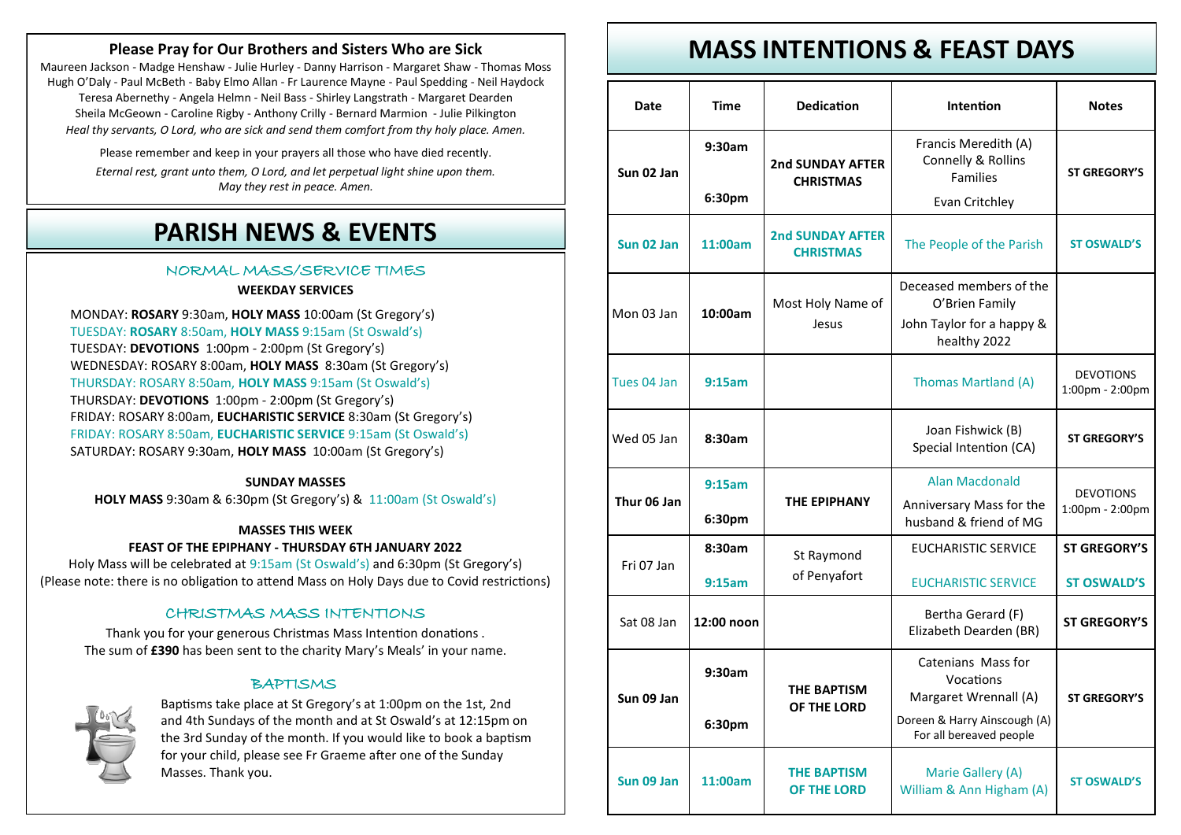## Please Pray for Our Brothers and Sisters Who are Sick

Maureen Jackson - Madge Henshaw - Julie Hurley - Danny Harrison - Margaret Shaw - Thomas Moss
Hugh O'Daly - Paul McBeth - Baby Elmo Allan - Fr Laurence Mayne - Paul Spedding - Neil Haydock
Teresa Abernethy - Angela Helmn - Neil Bass - Shirley Langstrath - Margaret Dearden
Sheila McGeown - Caroline Rigby - Anthony Crilly - Bernard Marmion - Julie Pilkington

*Heal thy servants, O Lord, who are sick and send them comfort from thy holy place. Amen.*

Please remember and keep in your prayers all those who have died recently.

*Eternal rest, grant unto them, O Lord, and let perpetual light shine upon them.*
*May they rest in peace. Amen.*

# PARISH NEWS & EVENTS

### NORMAL MASS/SERVICE TIMES

**WEEKDAY SERVICES**

MONDAY: **ROSARY** 9:30am, **HOLY MASS** 10:00am (St Gregory's)
TUESDAY: **ROSARY** 8:50am, **HOLY MASS** 9:15am (St Oswald's)
TUESDAY: **DEVOTIONS** 1:00pm - 2:00pm (St Gregory's)
WEDNESDAY: ROSARY 8:00am, **HOLY MASS** 8:30am (St Gregory's)
THURSDAY: ROSARY 8:50am, **HOLY MASS** 9:15am (St Oswald's)
THURSDAY: **DEVOTIONS** 1:00pm - 2:00pm (St Gregory's)
FRIDAY: ROSARY 8:00am, **EUCHARISTIC SERVICE** 8:30am (St Gregory's)
FRIDAY: ROSARY 8:50am, **EUCHARISTIC SERVICE** 9:15am (St Oswald's)
SATURDAY: ROSARY 9:30am, **HOLY MASS** 10:00am (St Gregory's)

**SUNDAY MASSES**

**HOLY MASS** 9:30am & 6:30pm (St Gregory's) & 11:00am (St Oswald's)

**MASSES THIS WEEK**

**FEAST OF THE EPIPHANY - THURSDAY 6TH JANUARY 2022**

Holy Mass will be celebrated at 9:15am (St Oswald's) and 6:30pm (St Gregory's)
(Please note: there is no obligation to attend Mass on Holy Days due to Covid restrictions)

### CHRISTMAS MASS INTENTIONS

Thank you for your generous Christmas Mass Intention donations .
The sum of **£390** has been sent to the charity Mary's Meals' in your name.

### BAPTISMS

Baptisms take place at St Gregory's at 1:00pm on the 1st, 2nd and 4th Sundays of the month and at St Oswald's at 12:15pm on the 3rd Sunday of the month. If you would like to book a baptism for your child, please see Fr Graeme after one of the Sunday Masses. Thank you.

# MASS INTENTIONS & FEAST DAYS

| Date | Time | Dedication | Intention | Notes |
|---|---|---|---|---|
| **Sun 02 Jan** | **9:30am** | **2nd SUNDAY AFTER CHRISTMAS** | Francis Meredith (A) Connelly & Rollins Families | **ST GREGORY'S** |
| | **6:30pm** | | Evan Critchley | |
| **Sun 02 Jan** | **11:00am** | **2nd SUNDAY AFTER CHRISTMAS** | The People of the Parish | **ST OSWALD'S** |
| Mon 03 Jan | **10:00am** | Most Holy Name of Jesus | Deceased members of the O'Brien Family<br>John Taylor for a happy & healthy 2022 | |
| Tues 04 Jan | **9:15am** | | Thomas Martland (A) | DEVOTIONS 1:00pm - 2:00pm |
| Wed 05 Jan | **8:30am** | | Joan Fishwick (B)<br>Special Intention (CA) | **ST GREGORY'S** |
| **Thur 06 Jan** | **9:15am** | **THE EPIPHANY** | Alan Macdonald | DEVOTIONS 1:00pm - 2:00pm |
| | **6:30pm** | | Anniversary Mass for the husband & friend of MG | |
| Fri 07 Jan | **8:30am** | St Raymond of Penyafort | EUCHARISTIC SERVICE | **ST GREGORY'S** |
| | **9:15am** | | EUCHARISTIC SERVICE | **ST OSWALD'S** |
| Sat 08 Jan | **12:00 noon** | | Bertha Gerard (F)<br>Elizabeth Dearden (BR) | **ST GREGORY'S** |
| **Sun 09 Jan** | **9:30am** | **THE BAPTISM OF THE LORD** | Catenians Mass for Vocations<br>Margaret Wrennall (A) | **ST GREGORY'S** |
| | **6:30pm** | | Doreen & Harry Ainscough (A)<br>For all bereaved people | |
| **Sun 09 Jan** | **11:00am** | **THE BAPTISM OF THE LORD** | Marie Gallery (A)<br>William & Ann Higham (A) | **ST OSWALD'S** |